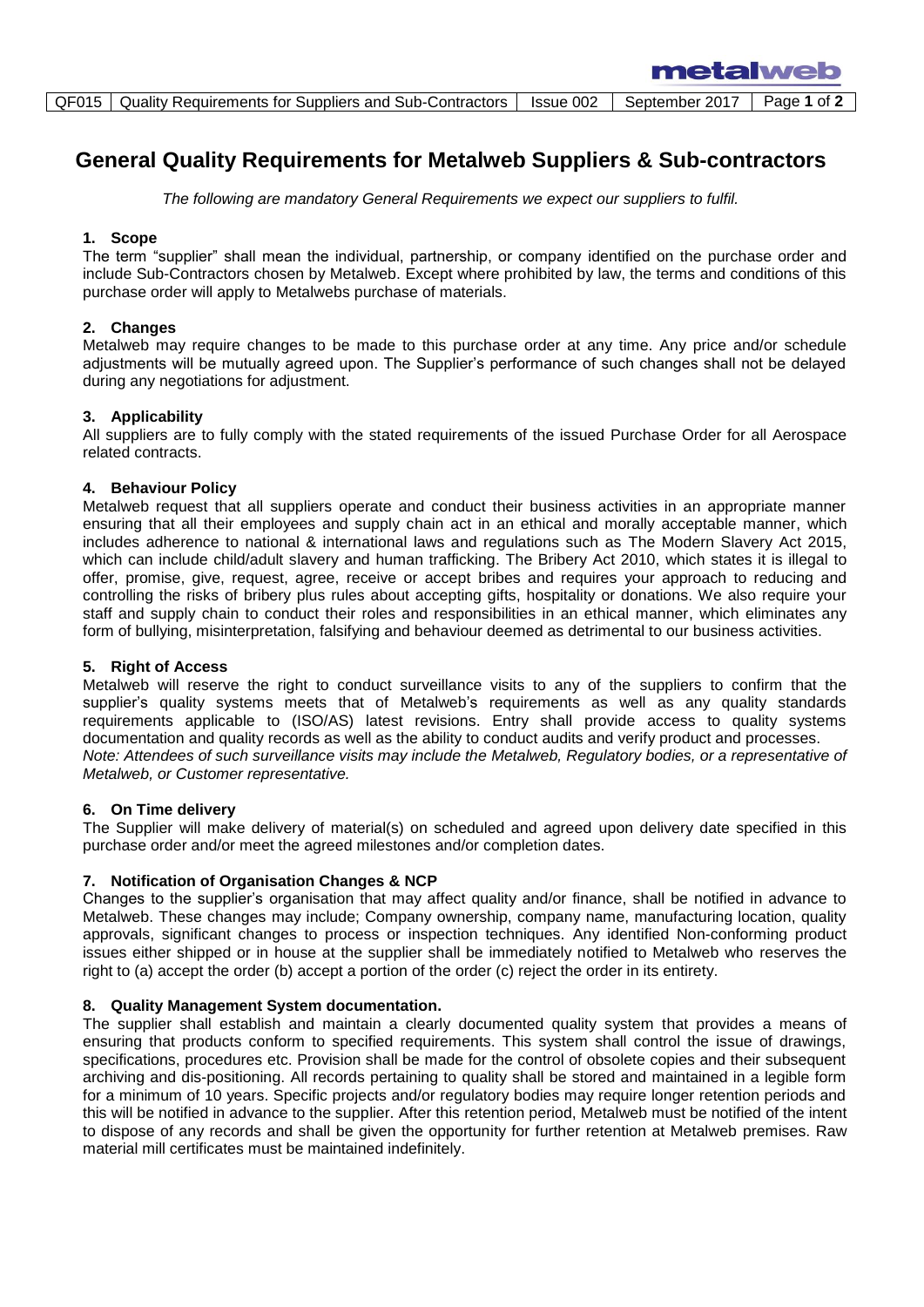# General Quality Requirements for Metalweb Suppliers & Sub-contractors

*The following are mandatory General Requirements we expect our suppliers to fulfil.*

### 1. Scope

The term "supplier" shall mean the individual, partnership, or company identified on the purchase order and include Sub-Contractors chosen by Metalweb. Except where prohibited by law, the terms and conditions of this purchase order will apply to Metalwebs purchase of materials.

### 2. Changes

Metalweb may require changes to be made to this purchase order at any time. Any price and/or schedule adjustments will be mutually agreed upon. The Supplier's performance of such changes shall not be delayed during any negotiations for adjustment.

### 3. Applicability

All suppliers are to fully comply with the stated requirements of the issued Purchase Order for all Aerospace related contracts.

### 4. Behaviour Policy

Metalweb request that all suppliers operate and conduct their business activities in an appropriate manner ensuring that all their employees and supply chain act in an ethical and morally acceptable manner, which includes adherence to national & international laws and regulations such as The Modern Slavery Act 2015, which can include child/adult slavery and human trafficking. The Bribery Act 2010, which states it is illegal to offer, promise, give, request, agree, receive or accept bribes and requires your approach to reducing and controlling the risks of bribery plus rules about accepting gifts, hospitality or donations. We also require your staff and supply chain to conduct their roles and responsibilities in an ethical manner, which eliminates any form of bullying, misinterpretation, falsifying and behaviour deemed as detrimental to our business activities.

### 5. Right of Access

Metalweb will reserve the right to conduct surveillance visits to any of the suppliers to confirm that the supplier's quality systems meets that of Metalweb's requirements as well as any quality standards requirements applicable to (ISO/AS) latest revisions. Entry shall provide access to quality systems documentation and quality records as well as the ability to conduct audits and verify product and processes.

*Note: Attendees of such surveillance visits may include the Metalweb, Regulatory bodies, or a representative of Metalweb, or Customer representative.*

### 6. On Time delivery

The Supplier will make delivery of material(s) on scheduled and agreed upon delivery date specified in this purchase order and/or meet the agreed milestones and/or completion dates.

### 7. Notification of Organisation Changes & NCP

Changes to the supplier's organisation that may affect quality and/or finance, shall be notified in advance to Metalweb. These changes may include; Company ownership, company name, manufacturing location, quality approvals, significant changes to process or inspection techniques. Any identified Non-conforming product issues either shipped or in house at the supplier shall be immediately notified to Metalweb who reserves the right to (a) accept the order (b) accept a portion of the order (c) reject the order in its entirety.

### 8. Quality Management System documentation.

The supplier shall establish and maintain a clearly documented quality system that provides a means of ensuring that products conform to specified requirements. This system shall control the issue of drawings, specifications, procedures etc. Provision shall be made for the control of obsolete copies and their subsequent archiving and dis-positioning. All records pertaining to quality shall be stored and maintained in a legible form for a minimum of 10 years. Specific projects and/or regulatory bodies may require longer retention periods and this will be notified in advance to the supplier. After this retention period, Metalweb must be notified of the intent to dispose of any records and shall be given the opportunity for further retention at Metalweb premises. Raw material mill certificates must be maintained indefinitely.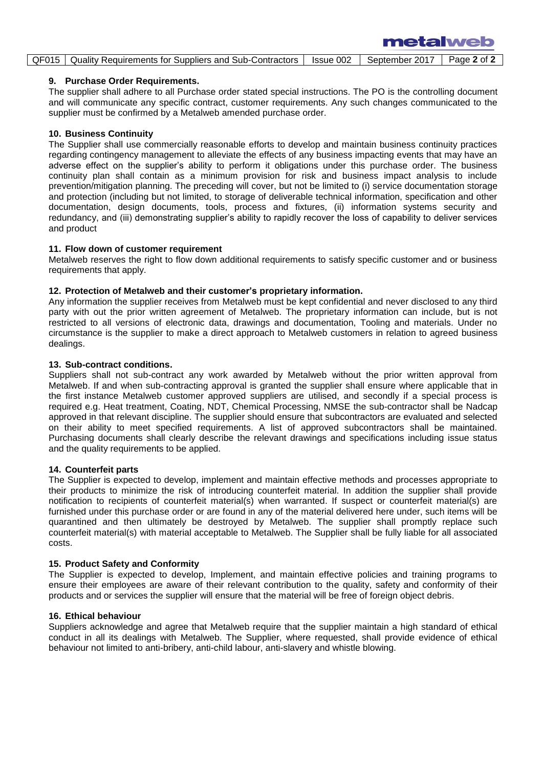## 9. Purchase Order Requirements.

The supplier shall adhere to all Purchase order stated special instructions. The PO is the controlling document and will communicate any specific contract, customer requirements. Any such changes communicated to the supplier must be confirmed by a Metalweb amended purchase order.

## 10. Business Continuity

The Supplier shall use commercially reasonable efforts to develop and maintain business continuity practices regarding contingency management to alleviate the effects of any business impacting events that may have an adverse effect on the supplier's ability to perform it obligations under this purchase order. The business continuity plan shall contain as a minimum provision for risk and business impact analysis to include prevention/mitigation planning. The preceding will cover, but not be limited to (i) service documentation storage and protection (including but not limited, to storage of deliverable technical information, specification and other documentation, design documents, tools, process and fixtures, (ii) information systems security and redundancy, and (iii) demonstrating supplier's ability to rapidly recover the loss of capability to deliver services and product

## 11. Flow down of customer requirement

Metalweb reserves the right to flow down additional requirements to satisfy specific customer and or business requirements that apply.

## 12. Protection of Metalweb and their customer's proprietary information.

Any information the supplier receives from Metalweb must be kept confidential and never disclosed to any third party with out the prior written agreement of Metalweb. The proprietary information can include, but is not restricted to all versions of electronic data, drawings and documentation, Tooling and materials. Under no circumstance is the supplier to make a direct approach to Metalweb customers in relation to agreed business dealings.

## 13. Sub-contract conditions.

Suppliers shall not sub-contract any work awarded by Metalweb without the prior written approval from Metalweb. If and when sub-contracting approval is granted the supplier shall ensure where applicable that in the first instance Metalweb customer approved suppliers are utilised, and secondly if a special process is required e.g. Heat treatment, Coating, NDT, Chemical Processing, NMSE the sub-contractor shall be Nadcap approved in that relevant discipline. The supplier should ensure that subcontractors are evaluated and selected on their ability to meet specified requirements. A list of approved subcontractors shall be maintained. Purchasing documents shall clearly describe the relevant drawings and specifications including issue status and the quality requirements to be applied.

## 14. Counterfeit parts

The Supplier is expected to develop, implement and maintain effective methods and processes appropriate to their products to minimize the risk of introducing counterfeit material. In addition the supplier shall provide notification to recipients of counterfeit material(s) when warranted. If suspect or counterfeit material(s) are furnished under this purchase order or are found in any of the material delivered here under, such items will be quarantined and then ultimately be destroyed by Metalweb. The supplier shall promptly replace such counterfeit material(s) with material acceptable to Metalweb. The Supplier shall be fully liable for all associated costs.

## 15. Product Safety and Conformity

The Supplier is expected to develop, Implement, and maintain effective policies and training programs to ensure their employees are aware of their relevant contribution to the quality, safety and conformity of their products and or services the supplier will ensure that the material will be free of foreign object debris.

## 16. Ethical behaviour

Suppliers acknowledge and agree that Metalweb require that the supplier maintain a high standard of ethical conduct in all its dealings with Metalweb. The Supplier, where requested, shall provide evidence of ethical behaviour not limited to anti-bribery, anti-child labour, anti-slavery and whistle blowing.